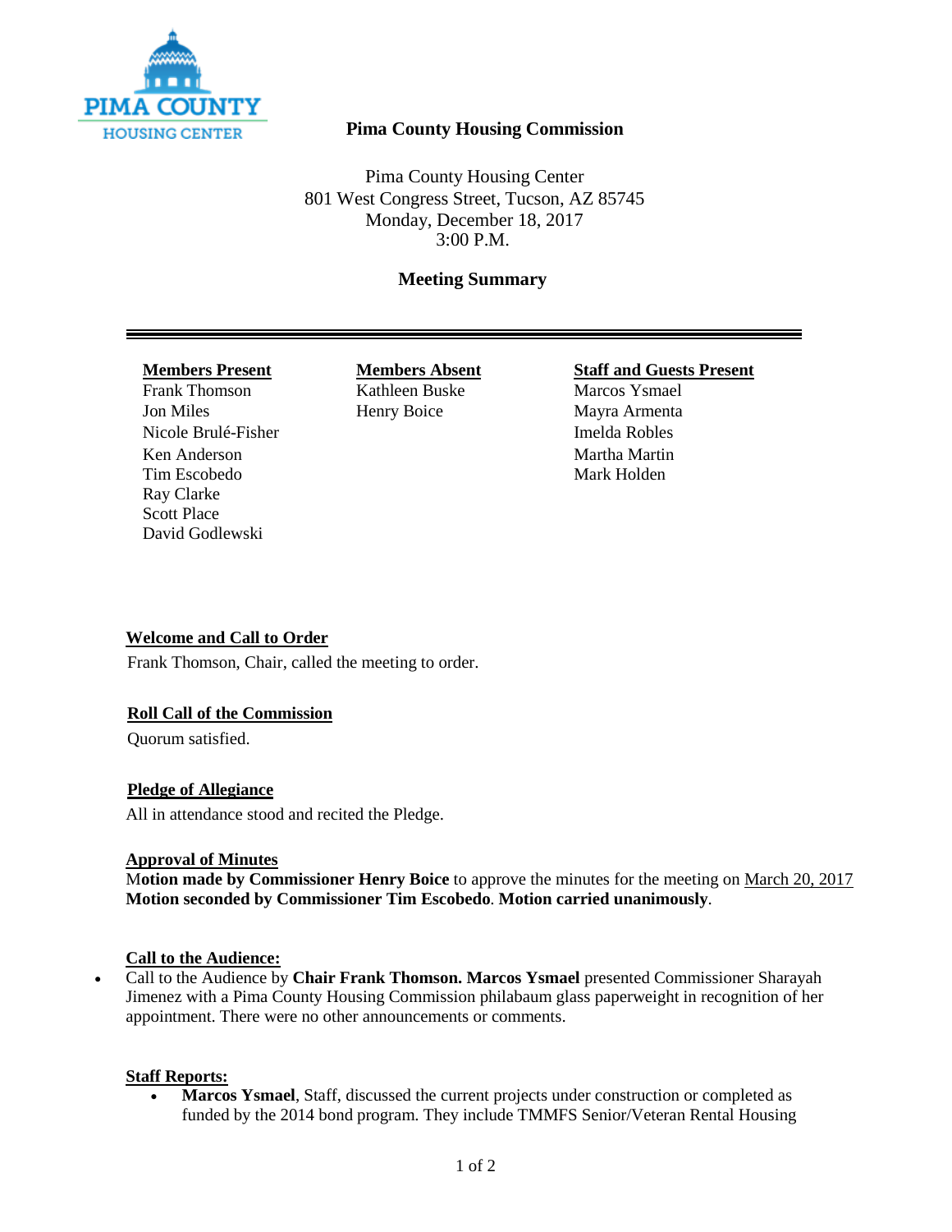PIMA COUNTY HOUSING CENTER

# Pima County Housing Commission

Pima County Housing Center
801 West Congress Street, Tucson, AZ 85745
Monday, December 18, 2017
3:00 P.M.

## Meeting Summary

| Members Present | Members Absent | Staff and Guests Present |
|---|---|---|
| Frank Thomson | Kathleen Buske | Marcos Ysmael |
| Jon Miles | Henry Boice | Mayra Armenta |
| Nicole Brulé-Fisher | | Imelda Robles |
| Ken Anderson | | Martha Martin |
| Tim Escobedo | | Mark Holden |
| Ray Clarke | | |
| Scott Place | | |
| David Godlewski | | |

### Welcome and Call to Order

Frank Thomson, Chair, called the meeting to order.

### Roll Call of the Commission

Quorum satisfied.

### Pledge of Allegiance

All in attendance stood and recited the Pledge.

### Approval of Minutes

**Motion made by Commissioner Henry Boice** to approve the minutes for the meeting on March 20, 2017 **Motion seconded by Commissioner Tim Escobedo**. **Motion carried unanimously**.

### Call to the Audience:

- Call to the Audience by **Chair Frank Thomson. Marcos Ysmael** presented Commissioner Sharayah Jimenez with a Pima County Housing Commission philabaum glass paperweight in recognition of her appointment. There were no other announcements or comments.

### Staff Reports:

- **Marcos Ysmael**, Staff, discussed the current projects under construction or completed as funded by the 2014 bond program. They include TMMFS Senior/Veteran Rental Housing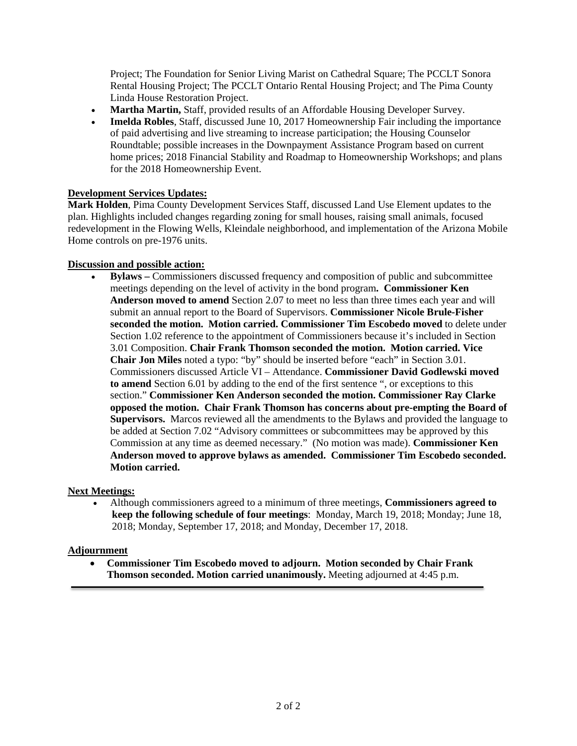Project; The Foundation for Senior Living Marist on Cathedral Square; The PCCLT Sonora Rental Housing Project; The PCCLT Ontario Rental Housing Project; and The Pima County Linda House Restoration Project.

- **Martha Martin,** Staff, provided results of an Affordable Housing Developer Survey.
- **Imelda Robles**, Staff, discussed June 10, 2017 Homeownership Fair including the importance of paid advertising and live streaming to increase participation; the Housing Counselor Roundtable; possible increases in the Downpayment Assistance Program based on current home prices; 2018 Financial Stability and Roadmap to Homeownership Workshops; and plans for the 2018 Homeownership Event.

**Development Services Updates:**

**Mark Holden**, Pima County Development Services Staff, discussed Land Use Element updates to the plan. Highlights included changes regarding zoning for small houses, raising small animals, focused redevelopment in the Flowing Wells, Kleindale neighborhood, and implementation of the Arizona Mobile Home controls on pre-1976 units.

**Discussion and possible action:**

- **Bylaws –** Commissioners discussed frequency and composition of public and subcommittee meetings depending on the level of activity in the bond program**. Commissioner Ken Anderson moved to amend** Section 2.07 to meet no less than three times each year and will submit an annual report to the Board of Supervisors. **Commissioner Nicole Brule-Fisher seconded the motion. Motion carried. Commissioner Tim Escobedo moved** to delete under Section 1.02 reference to the appointment of Commissioners because it's included in Section 3.01 Composition. **Chair Frank Thomson seconded the motion. Motion carried. Vice Chair Jon Miles** noted a typo: "by" should be inserted before "each" in Section 3.01. Commissioners discussed Article VI – Attendance. **Commissioner David Godlewski moved to amend** Section 6.01 by adding to the end of the first sentence ", or exceptions to this section." **Commissioner Ken Anderson seconded the motion. Commissioner Ray Clarke opposed the motion. Chair Frank Thomson has concerns about pre-empting the Board of Supervisors.** Marcos reviewed all the amendments to the Bylaws and provided the language to be added at Section 7.02 "Advisory committees or subcommittees may be approved by this Commission at any time as deemed necessary." (No motion was made). **Commissioner Ken Anderson moved to approve bylaws as amended. Commissioner Tim Escobedo seconded. Motion carried.**

**Next Meetings:**

- Although commissioners agreed to a minimum of three meetings, **Commissioners agreed to keep the following schedule of four meetings**: Monday, March 19, 2018; Monday; June 18, 2018; Monday, September 17, 2018; and Monday, December 17, 2018.

**Adjournment**

- **Commissioner Tim Escobedo moved to adjourn. Motion seconded by Chair Frank Thomson seconded. Motion carried unanimously.** Meeting adjourned at 4:45 p.m.